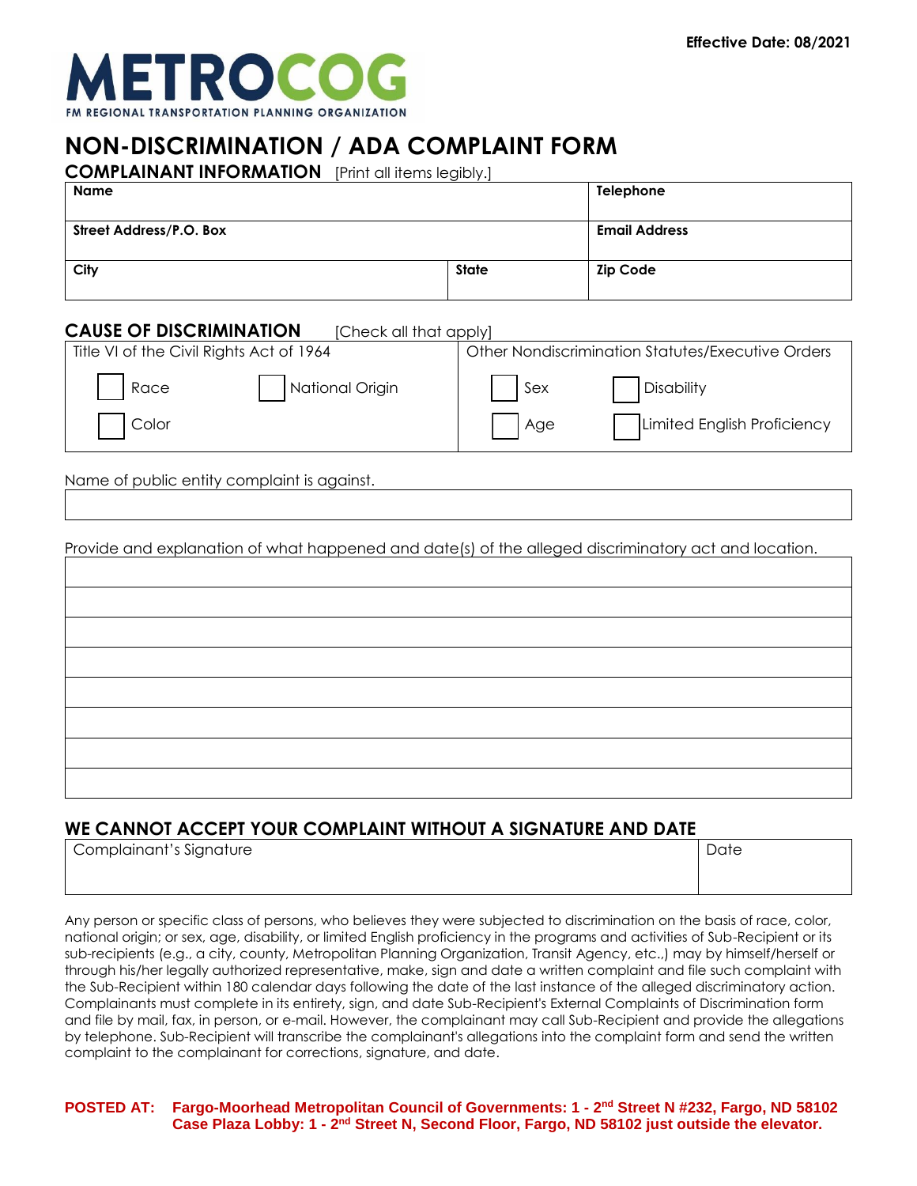Effective Date: 08/2021

METROCOG
FM REGIONAL TRANSPORTATION PLANNING ORGANIZATION

# NON-DISCRIMINATION / ADA COMPLAINT FORM

## COMPLAINANT INFORMATION [Print all items legibly.]

| Name | | Telephone |
|---|---|---|
| **Street Address/P.O. Box** | | **Email Address** |
| **City** | **State** | **Zip Code** |

## CAUSE OF DISCRIMINATION [Check all that apply]

| Title VI of the Civil Rights Act of 1964 | | Other Nondiscrimination Statutes/Executive Orders | |
|---|---|---|---|
| ☐ Race | ☐ National Origin | ☐ Sex | ☐ Disability |
| ☐ Color | | ☐ Age | ☐ Limited English Proficiency |

Name of public entity complaint is against.

Provide and explanation of what happened and date(s) of the alleged discriminatory act and location.

## WE CANNOT ACCEPT YOUR COMPLAINT WITHOUT A SIGNATURE AND DATE

| Complainant's Signature | Date |
|---|---|
| | |

Any person or specific class of persons, who believes they were subjected to discrimination on the basis of race, color, national origin; or sex, age, disability, or limited English proficiency in the programs and activities of Sub-Recipient or its sub-recipients (e.g., a city, county, Metropolitan Planning Organization, Transit Agency, etc.,) may by himself/herself or through his/her legally authorized representative, make, sign and date a written complaint and file such complaint with the Sub-Recipient within 180 calendar days following the date of the last instance of the alleged discriminatory action. Complainants must complete in its entirety, sign, and date Sub-Recipient's External Complaints of Discrimination form and file by mail, fax, in person, or e-mail. However, the complainant may call Sub-Recipient and provide the allegations by telephone. Sub-Recipient will transcribe the complainant's allegations into the complaint form and send the written complaint to the complainant for corrections, signature, and date.

**POSTED AT:** **Fargo-Moorhead Metropolitan Council of Governments: 1 - 2nd Street N #232, Fargo, ND 58102**
**Case Plaza Lobby: 1 - 2nd Street N, Second Floor, Fargo, ND 58102 just outside the elevator.**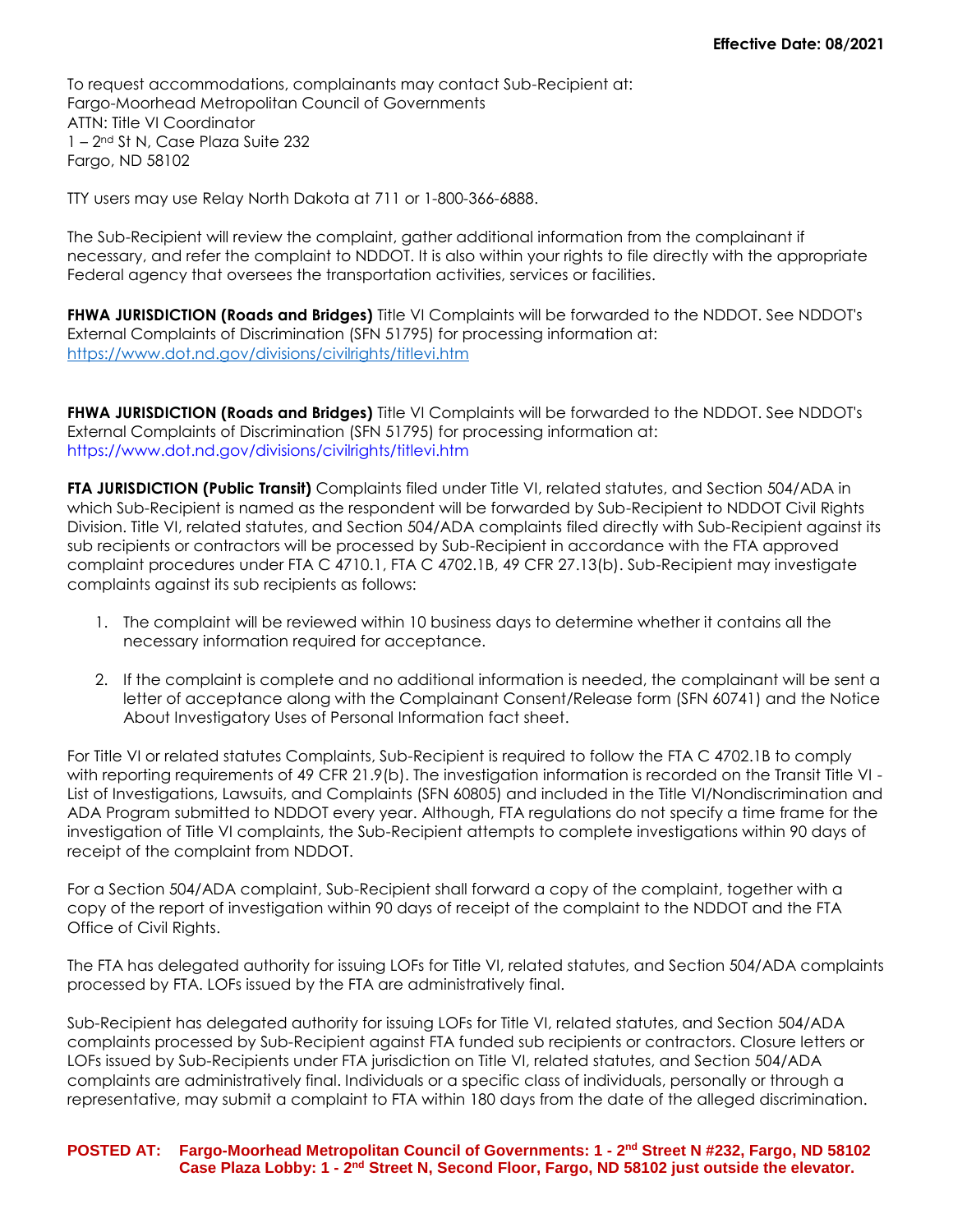Effective Date: 08/2021

To request accommodations, complainants may contact Sub-Recipient at:
Fargo-Moorhead Metropolitan Council of Governments
ATTN: Title VI Coordinator
1 – 2nd St N, Case Plaza Suite 232
Fargo, ND 58102

TTY users may use Relay North Dakota at 711 or 1-800-366-6888.

The Sub-Recipient will review the complaint, gather additional information from the complainant if necessary, and refer the complaint to NDDOT. It is also within your rights to file directly with the appropriate Federal agency that oversees the transportation activities, services or facilities.

**FHWA JURISDICTION (Roads and Bridges)** Title VI Complaints will be forwarded to the NDDOT. See NDDOT's External Complaints of Discrimination (SFN 51795) for processing information at: https://www.dot.nd.gov/divisions/civilrights/titlevi.htm

**FHWA JURISDICTION (Roads and Bridges)** Title VI Complaints will be forwarded to the NDDOT. See NDDOT's External Complaints of Discrimination (SFN 51795) for processing information at: https://www.dot.nd.gov/divisions/civilrights/titlevi.htm

**FTA JURISDICTION (Public Transit)** Complaints filed under Title VI, related statutes, and Section 504/ADA in which Sub-Recipient is named as the respondent will be forwarded by Sub-Recipient to NDDOT Civil Rights Division. Title VI, related statutes, and Section 504/ADA complaints filed directly with Sub-Recipient against its sub recipients or contractors will be processed by Sub-Recipient in accordance with the FTA approved complaint procedures under FTA C 4710.1, FTA C 4702.1B, 49 CFR 27.13(b). Sub-Recipient may investigate complaints against its sub recipients as follows:

1. The complaint will be reviewed within 10 business days to determine whether it contains all the necessary information required for acceptance.
2. If the complaint is complete and no additional information is needed, the complainant will be sent a letter of acceptance along with the Complainant Consent/Release form (SFN 60741) and the Notice About Investigatory Uses of Personal Information fact sheet.

For Title VI or related statutes Complaints, Sub-Recipient is required to follow the FTA C 4702.1B to comply with reporting requirements of 49 CFR 21.9(b). The investigation information is recorded on the Transit Title VI - List of Investigations, Lawsuits, and Complaints (SFN 60805) and included in the Title VI/Nondiscrimination and ADA Program submitted to NDDOT every year. Although, FTA regulations do not specify a time frame for the investigation of Title VI complaints, the Sub-Recipient attempts to complete investigations within 90 days of receipt of the complaint from NDDOT.

For a Section 504/ADA complaint, Sub-Recipient shall forward a copy of the complaint, together with a copy of the report of investigation within 90 days of receipt of the complaint to the NDDOT and the FTA Office of Civil Rights.

The FTA has delegated authority for issuing LOFs for Title VI, related statutes, and Section 504/ADA complaints processed by FTA. LOFs issued by the FTA are administratively final.

Sub-Recipient has delegated authority for issuing LOFs for Title VI, related statutes, and Section 504/ADA complaints processed by Sub-Recipient against FTA funded sub recipients or contractors. Closure letters or LOFs issued by Sub-Recipients under FTA jurisdiction on Title VI, related statutes, and Section 504/ADA complaints are administratively final. Individuals or a specific class of individuals, personally or through a representative, may submit a complaint to FTA within 180 days from the date of the alleged discrimination.

**POSTED AT: Fargo-Moorhead Metropolitan Council of Governments: 1 - 2nd Street N #232, Fargo, ND 58102**
**Case Plaza Lobby: 1 - 2nd Street N, Second Floor, Fargo, ND 58102 just outside the elevator.**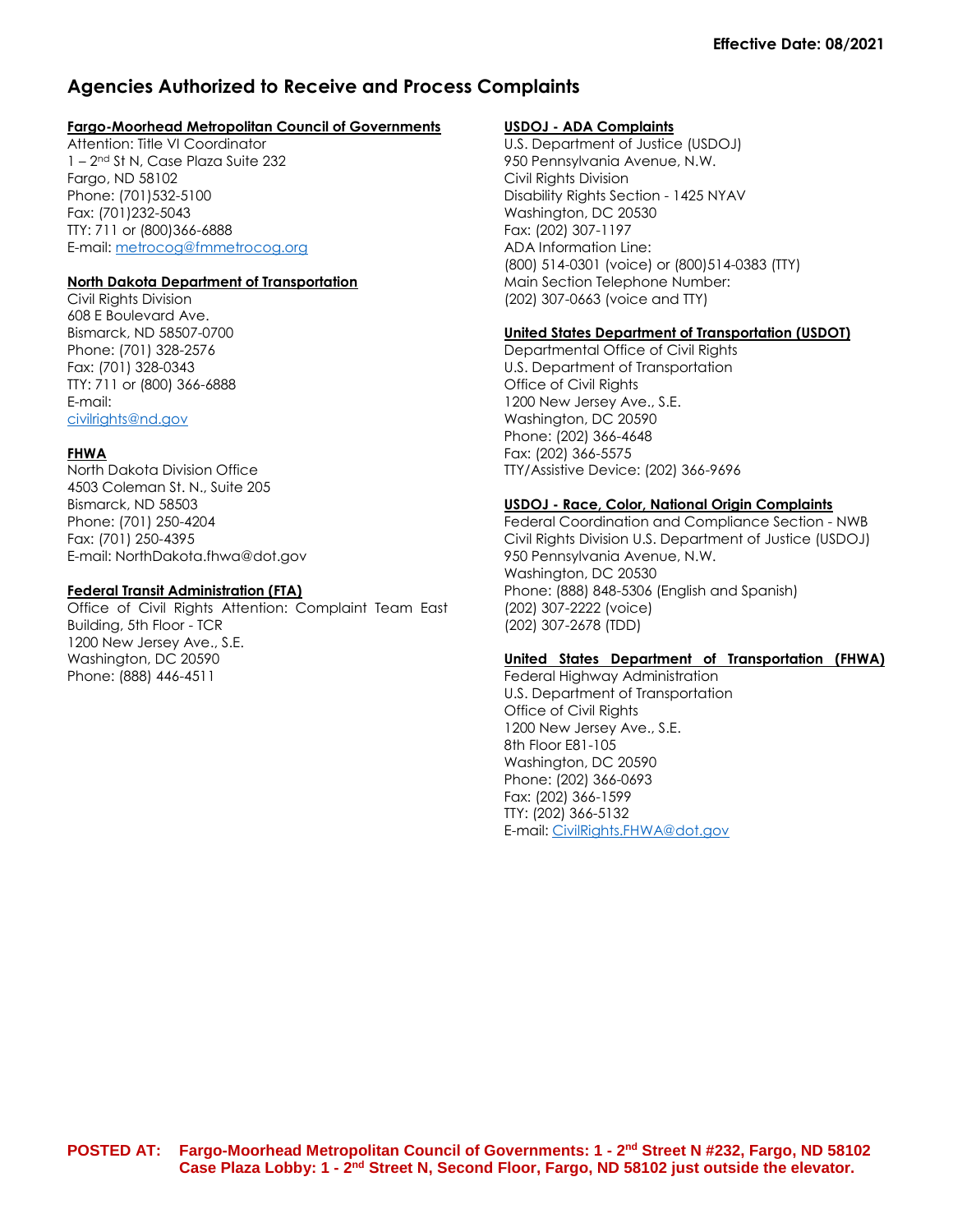**Effective Date: 08/2021**

## Agencies Authorized to Receive and Process Complaints

**Fargo-Moorhead Metropolitan Council of Governments**
Attention: Title VI Coordinator
1 – 2nd St N, Case Plaza Suite 232
Fargo, ND 58102
Phone: (701)532-5100
Fax: (701)232-5043
TTY: 711 or (800)366-6888
E-mail: metrocog@fmmetrocog.org

**North Dakota Department of Transportation**
Civil Rights Division
608 E Boulevard Ave.
Bismarck, ND 58507-0700
Phone: (701) 328-2576
Fax: (701) 328-0343
TTY: 711 or (800) 366-6888
E-mail:
civilrights@nd.gov

**FHWA**
North Dakota Division Office
4503 Coleman St. N., Suite 205
Bismarck, ND 58503
Phone: (701) 250-4204
Fax: (701) 250-4395
E-mail: NorthDakota.fhwa@dot.gov

**Federal Transit Administration (FTA)**
Office of Civil Rights Attention: Complaint Team East Building, 5th Floor - TCR
1200 New Jersey Ave., S.E.
Washington, DC 20590
Phone: (888) 446-4511

**USDOJ - ADA Complaints**
U.S. Department of Justice (USDOJ)
950 Pennsylvania Avenue, N.W.
Civil Rights Division
Disability Rights Section - 1425 NYAV
Washington, DC 20530
Fax: (202) 307-1197
ADA Information Line:
(800) 514-0301 (voice) or (800)514-0383 (TTY)
Main Section Telephone Number:
(202) 307-0663 (voice and TTY)

**United States Department of Transportation (USDOT)**
Departmental Office of Civil Rights
U.S. Department of Transportation
Office of Civil Rights
1200 New Jersey Ave., S.E.
Washington, DC 20590
Phone: (202) 366-4648
Fax: (202) 366-5575
TTY/Assistive Device: (202) 366-9696

**USDOJ - Race, Color, National Origin Complaints**
Federal Coordination and Compliance Section - NWB
Civil Rights Division U.S. Department of Justice (USDOJ)
950 Pennsylvania Avenue, N.W.
Washington, DC 20530
Phone: (888) 848-5306 (English and Spanish)
(202) 307-2222 (voice)
(202) 307-2678 (TDD)

**United States Department of Transportation (FHWA)**
Federal Highway Administration
U.S. Department of Transportation
Office of Civil Rights
1200 New Jersey Ave., S.E.
8th Floor E81-105
Washington, DC 20590
Phone: (202) 366-0693
Fax: (202) 366-1599
TTY: (202) 366-5132
E-mail: CivilRights.FHWA@dot.gov

**POSTED AT: Fargo-Moorhead Metropolitan Council of Governments: 1 - 2nd Street N #232, Fargo, ND 58102**
**Case Plaza Lobby: 1 - 2nd Street N, Second Floor, Fargo, ND 58102 just outside the elevator.**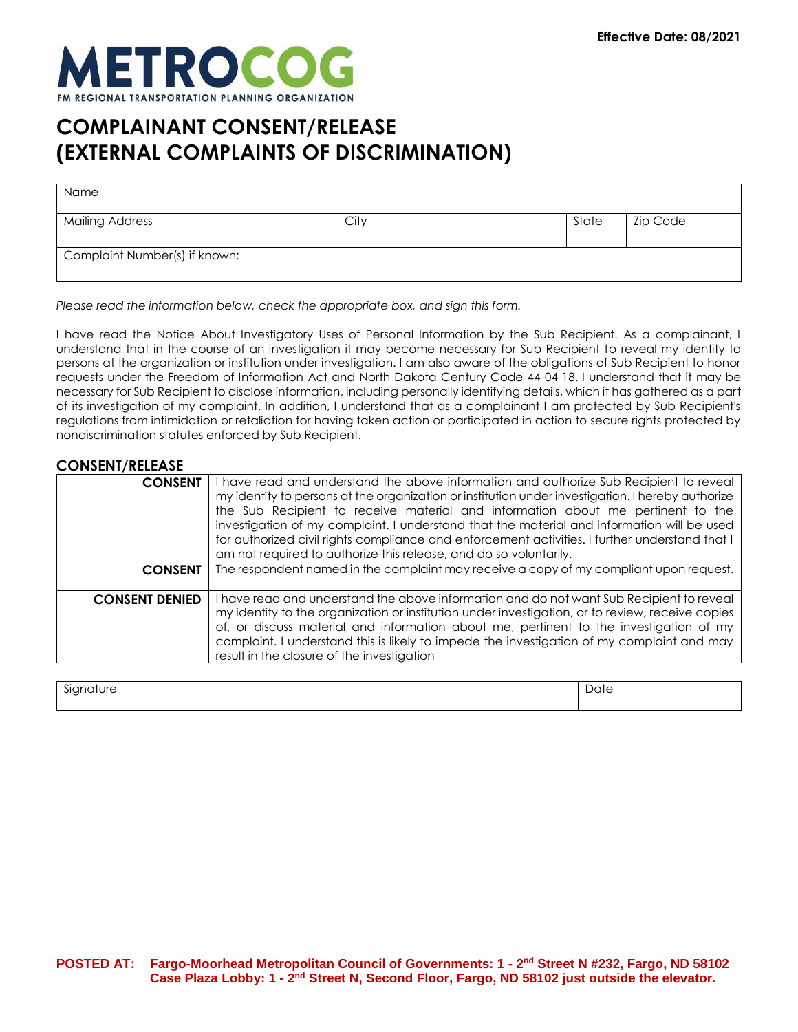Effective Date: 08/2021

METROCOG
FM REGIONAL TRANSPORTATION PLANNING ORGANIZATION

# COMPLAINANT CONSENT/RELEASE (EXTERNAL COMPLAINTS OF DISCRIMINATION)

| | | | |
|---|---|---|---|
| Name | | | |
| Mailing Address | City | State | Zip Code |
| Complaint Number(s) if known: | | | |

*Please read the information below, check the appropriate box, and sign this form.*

I have read the Notice About Investigatory Uses of Personal Information by the Sub Recipient. As a complainant, I understand that in the course of an investigation it may become necessary for Sub Recipient to reveal my identity to persons at the organization or institution under investigation. I am also aware of the obligations of Sub Recipient to honor requests under the Freedom of Information Act and North Dakota Century Code 44-04-18. I understand that it may be necessary for Sub Recipient to disclose information, including personally identifying details, which it has gathered as a part of its investigation of my complaint. In addition, I understand that as a complainant I am protected by Sub Recipient's regulations from intimidation or retaliation for having taken action or participated in action to secure rights protected by nondiscrimination statutes enforced by Sub Recipient.

## CONSENT/RELEASE

| | |
|---|---|
| **CONSENT** | I have read and understand the above information and authorize Sub Recipient to reveal my identity to persons at the organization or institution under investigation. I hereby authorize the Sub Recipient to receive material and information about me pertinent to the investigation of my complaint. I understand that the material and information will be used for authorized civil rights compliance and enforcement activities. I further understand that I am not required to authorize this release, and do so voluntarily. |
| **CONSENT** | The respondent named in the complaint may receive a copy of my compliant upon request. |
| **CONSENT DENIED** | I have read and understand the above information and do not want Sub Recipient to reveal my identity to the organization or institution under investigation, or to review, receive copies of, or discuss material and information about me, pertinent to the investigation of my complaint. I understand this is likely to impede the investigation of my complaint and may result in the closure of the investigation |

| | |
|---|---|
| Signature | Date |

**POSTED AT: Fargo-Moorhead Metropolitan Council of Governments: 1 - 2nd Street N #232, Fargo, ND 58102**
**Case Plaza Lobby: 1 - 2nd Street N, Second Floor, Fargo, ND 58102 just outside the elevator.**